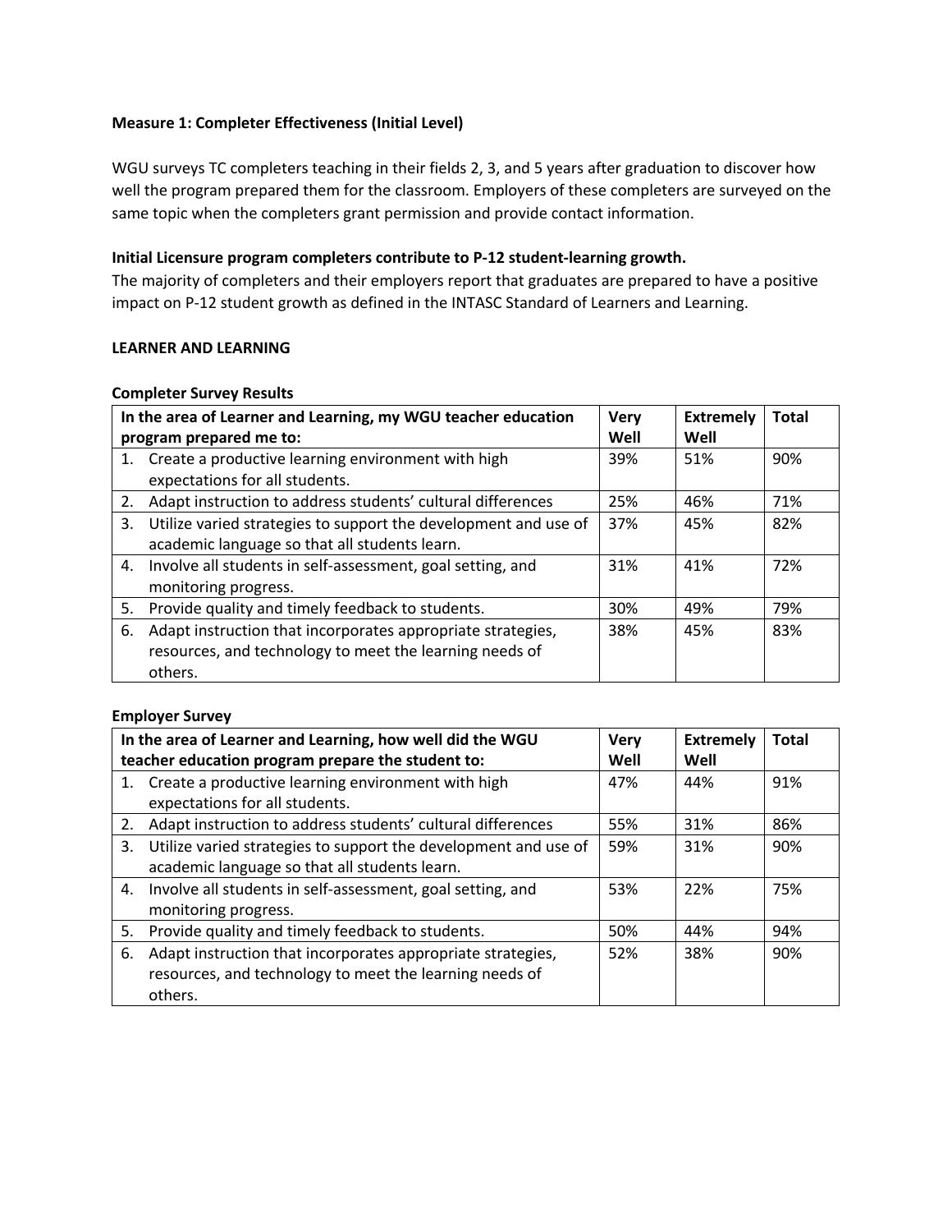**Measure 1: Completer Effectiveness (Initial Level)**

WGU surveys TC completers teaching in their fields 2, 3, and 5 years after graduation to discover how well the program prepared them for the classroom. Employers of these completers are surveyed on the same topic when the completers grant permission and provide contact information.

**Initial Licensure program completers contribute to P-12 student-learning growth.**
The majority of completers and their employers report that graduates are prepared to have a positive impact on P-12 student growth as defined in the INTASC Standard of Learners and Learning.

**LEARNER AND LEARNING**

**Completer Survey Results**

| In the area of Learner and Learning, my WGU teacher education program prepared me to: | Very Well | Extremely Well | Total |
|---|---|---|---|
| 1. Create a productive learning environment with high expectations for all students. | 39% | 51% | 90% |
| 2. Adapt instruction to address students' cultural differences | 25% | 46% | 71% |
| 3. Utilize varied strategies to support the development and use of academic language so that all students learn. | 37% | 45% | 82% |
| 4. Involve all students in self-assessment, goal setting, and monitoring progress. | 31% | 41% | 72% |
| 5. Provide quality and timely feedback to students. | 30% | 49% | 79% |
| 6. Adapt instruction that incorporates appropriate strategies, resources, and technology to meet the learning needs of others. | 38% | 45% | 83% |

**Employer Survey**

| In the area of Learner and Learning, how well did the WGU teacher education program prepare the student to: | Very Well | Extremely Well | Total |
|---|---|---|---|
| 1. Create a productive learning environment with high expectations for all students. | 47% | 44% | 91% |
| 2. Adapt instruction to address students' cultural differences | 55% | 31% | 86% |
| 3. Utilize varied strategies to support the development and use of academic language so that all students learn. | 59% | 31% | 90% |
| 4. Involve all students in self-assessment, goal setting, and monitoring progress. | 53% | 22% | 75% |
| 5. Provide quality and timely feedback to students. | 50% | 44% | 94% |
| 6. Adapt instruction that incorporates appropriate strategies, resources, and technology to meet the learning needs of others. | 52% | 38% | 90% |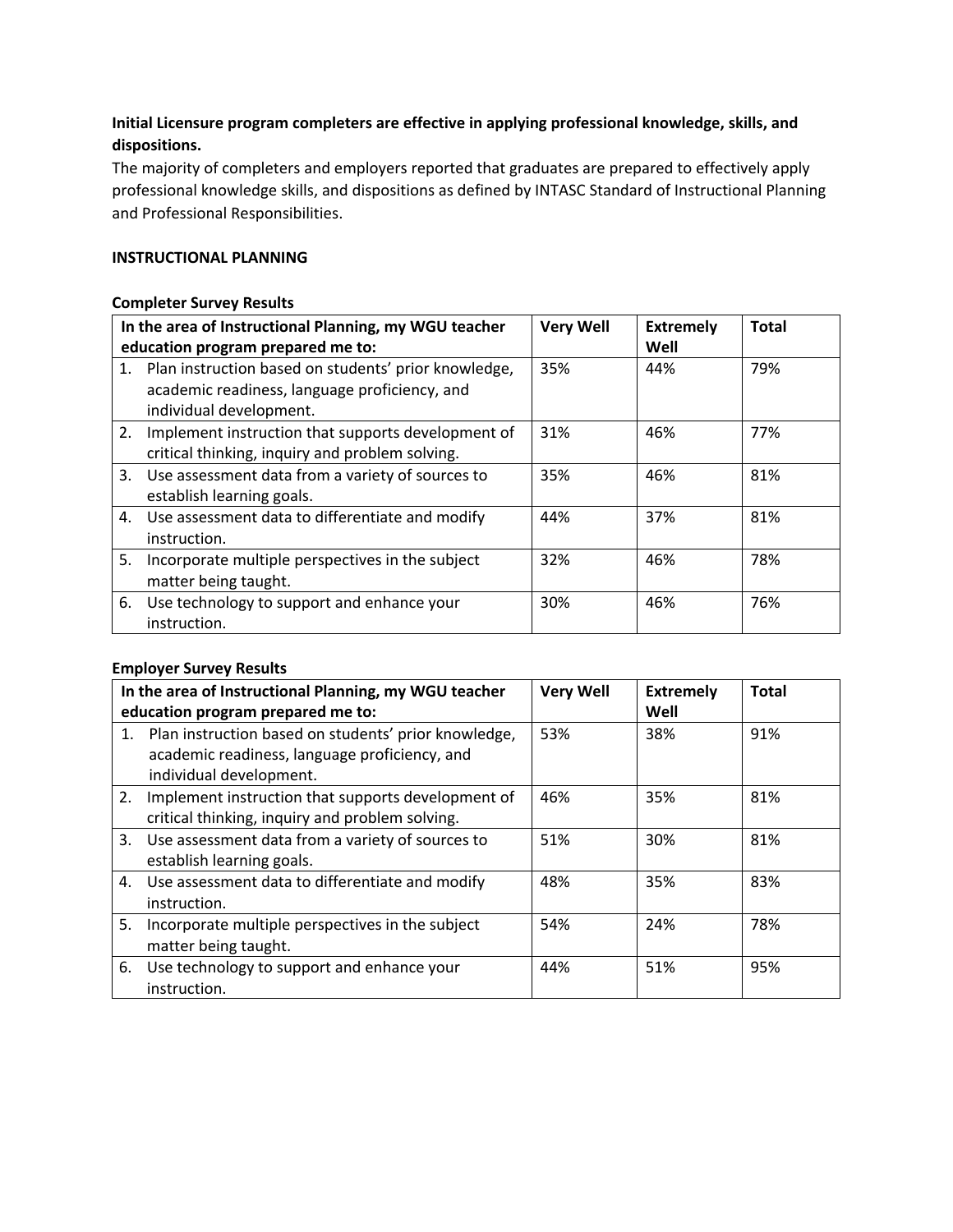**Initial Licensure program completers are effective in applying professional knowledge, skills, and dispositions.**

The majority of completers and employers reported that graduates are prepared to effectively apply professional knowledge skills, and dispositions as defined by INTASC Standard of Instructional Planning and Professional Responsibilities.

**INSTRUCTIONAL PLANNING**

**Completer Survey Results**

| In the area of Instructional Planning, my WGU teacher education program prepared me to: | Very Well | Extremely Well | Total |
|---|---|---|---|
| 1. Plan instruction based on students' prior knowledge, academic readiness, language proficiency, and individual development. | 35% | 44% | 79% |
| 2. Implement instruction that supports development of critical thinking, inquiry and problem solving. | 31% | 46% | 77% |
| 3. Use assessment data from a variety of sources to establish learning goals. | 35% | 46% | 81% |
| 4. Use assessment data to differentiate and modify instruction. | 44% | 37% | 81% |
| 5. Incorporate multiple perspectives in the subject matter being taught. | 32% | 46% | 78% |
| 6. Use technology to support and enhance your instruction. | 30% | 46% | 76% |

**Employer Survey Results**

| In the area of Instructional Planning, my WGU teacher education program prepared me to: | Very Well | Extremely Well | Total |
|---|---|---|---|
| 1. Plan instruction based on students' prior knowledge, academic readiness, language proficiency, and individual development. | 53% | 38% | 91% |
| 2. Implement instruction that supports development of critical thinking, inquiry and problem solving. | 46% | 35% | 81% |
| 3. Use assessment data from a variety of sources to establish learning goals. | 51% | 30% | 81% |
| 4. Use assessment data to differentiate and modify instruction. | 48% | 35% | 83% |
| 5. Incorporate multiple perspectives in the subject matter being taught. | 54% | 24% | 78% |
| 6. Use technology to support and enhance your instruction. | 44% | 51% | 95% |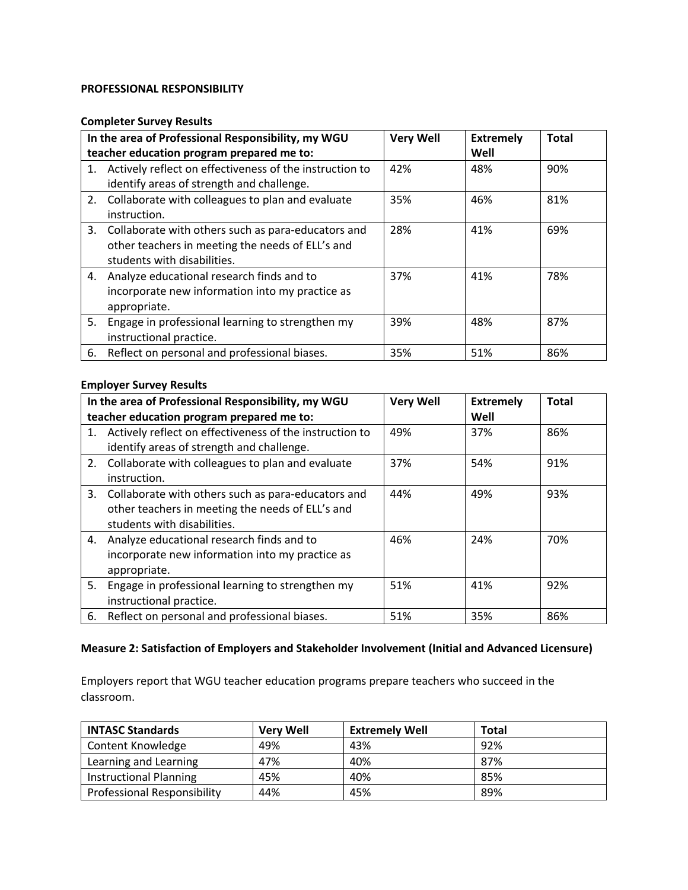**PROFESSIONAL RESPONSIBILITY**

**Completer Survey Results**

| In the area of Professional Responsibility, my WGU teacher education program prepared me to: | Very Well | Extremely Well | Total |
|---|---|---|---|
| 1. Actively reflect on effectiveness of the instruction to identify areas of strength and challenge. | 42% | 48% | 90% |
| 2. Collaborate with colleagues to plan and evaluate instruction. | 35% | 46% | 81% |
| 3. Collaborate with others such as para-educators and other teachers in meeting the needs of ELL's and students with disabilities. | 28% | 41% | 69% |
| 4. Analyze educational research finds and to incorporate new information into my practice as appropriate. | 37% | 41% | 78% |
| 5. Engage in professional learning to strengthen my instructional practice. | 39% | 48% | 87% |
| 6. Reflect on personal and professional biases. | 35% | 51% | 86% |

**Employer Survey Results**

| In the area of Professional Responsibility, my WGU teacher education program prepared me to: | Very Well | Extremely Well | Total |
|---|---|---|---|
| 1. Actively reflect on effectiveness of the instruction to identify areas of strength and challenge. | 49% | 37% | 86% |
| 2. Collaborate with colleagues to plan and evaluate instruction. | 37% | 54% | 91% |
| 3. Collaborate with others such as para-educators and other teachers in meeting the needs of ELL's and students with disabilities. | 44% | 49% | 93% |
| 4. Analyze educational research finds and to incorporate new information into my practice as appropriate. | 46% | 24% | 70% |
| 5. Engage in professional learning to strengthen my instructional practice. | 51% | 41% | 92% |
| 6. Reflect on personal and professional biases. | 51% | 35% | 86% |

**Measure 2: Satisfaction of Employers and Stakeholder Involvement (Initial and Advanced Licensure)**

Employers report that WGU teacher education programs prepare teachers who succeed in the classroom.

| INTASC Standards | Very Well | Extremely Well | Total |
|---|---|---|---|
| Content Knowledge | 49% | 43% | 92% |
| Learning and Learning | 47% | 40% | 87% |
| Instructional Planning | 45% | 40% | 85% |
| Professional Responsibility | 44% | 45% | 89% |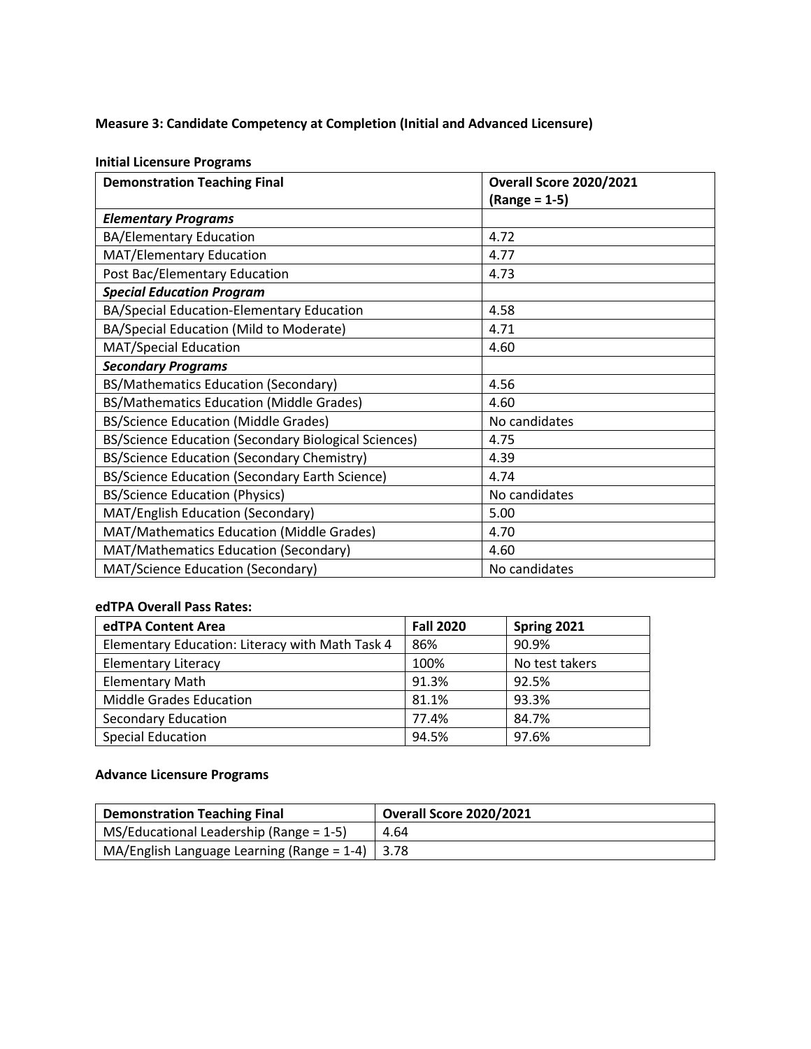**Measure 3: Candidate Competency at Completion (Initial and Advanced Licensure)**

**Initial Licensure Programs**

| Demonstration Teaching Final | Overall Score 2020/2021 (Range = 1-5) |
|---|---|
| ***Elementary Programs*** | |
| BA/Elementary Education | 4.72 |
| MAT/Elementary Education | 4.77 |
| Post Bac/Elementary Education | 4.73 |
| ***Special Education Program*** | |
| BA/Special Education-Elementary Education | 4.58 |
| BA/Special Education (Mild to Moderate) | 4.71 |
| MAT/Special Education | 4.60 |
| ***Secondary Programs*** | |
| BS/Mathematics Education (Secondary) | 4.56 |
| BS/Mathematics Education (Middle Grades) | 4.60 |
| BS/Science Education (Middle Grades) | No candidates |
| BS/Science Education (Secondary Biological Sciences) | 4.75 |
| BS/Science Education (Secondary Chemistry) | 4.39 |
| BS/Science Education (Secondary Earth Science) | 4.74 |
| BS/Science Education (Physics) | No candidates |
| MAT/English Education (Secondary) | 5.00 |
| MAT/Mathematics Education (Middle Grades) | 4.70 |
| MAT/Mathematics Education (Secondary) | 4.60 |
| MAT/Science Education (Secondary) | No candidates |

**edTPA Overall Pass Rates:**

| edTPA Content Area | Fall 2020 | Spring 2021 |
|---|---|---|
| Elementary Education: Literacy with Math Task 4 | 86% | 90.9% |
| Elementary Literacy | 100% | No test takers |
| Elementary Math | 91.3% | 92.5% |
| Middle Grades Education | 81.1% | 93.3% |
| Secondary Education | 77.4% | 84.7% |
| Special Education | 94.5% | 97.6% |

**Advance Licensure Programs**

| Demonstration Teaching Final | Overall Score 2020/2021 |
|---|---|
| MS/Educational Leadership (Range = 1-5) | 4.64 |
| MA/English Language Learning (Range = 1-4) | 3.78 |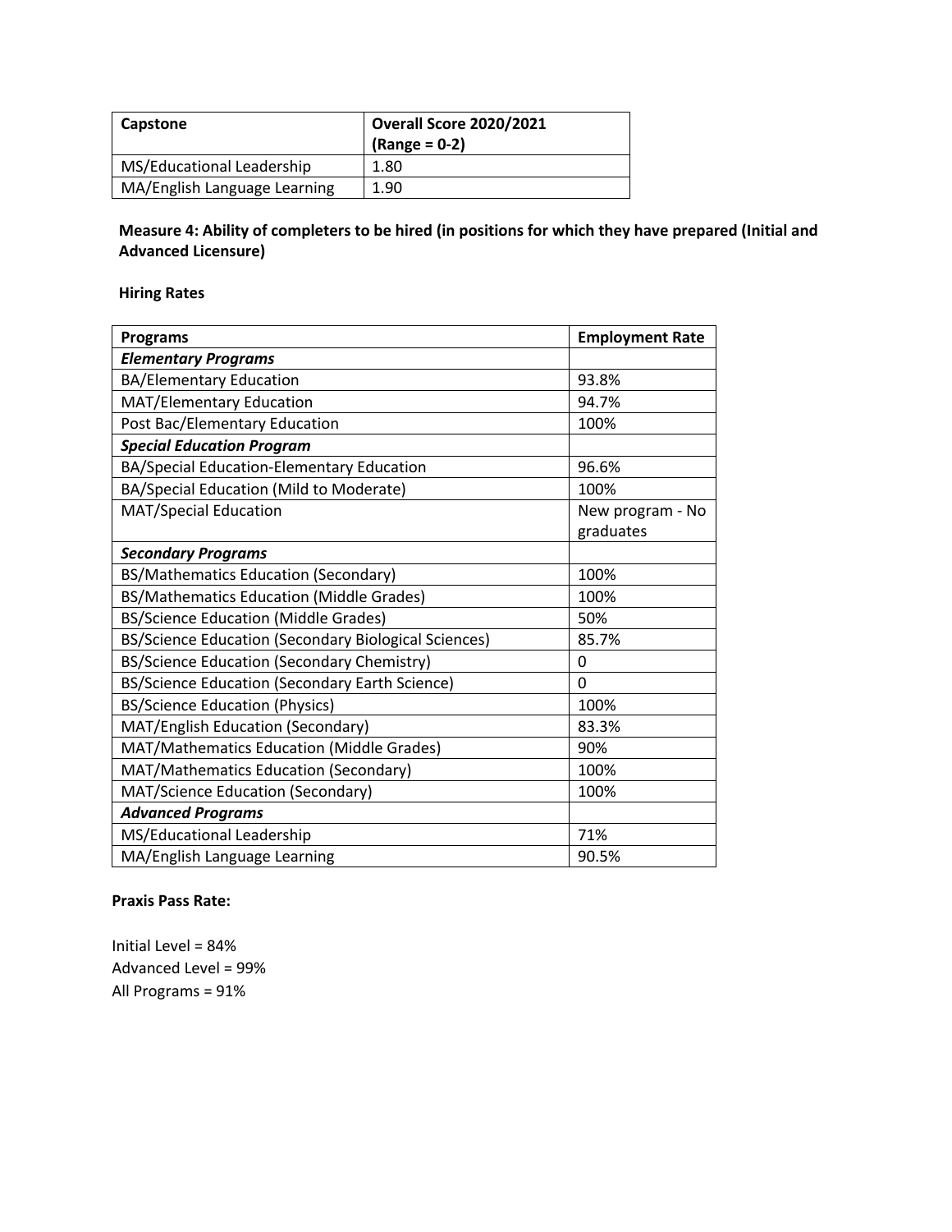| Capstone | Overall Score 2020/2021 (Range = 0-2) |
| --- | --- |
| MS/Educational Leadership | 1.80 |
| MA/English Language Learning | 1.90 |

**Measure 4: Ability of completers to be hired (in positions for which they have prepared (Initial and Advanced Licensure)**

**Hiring Rates**

| Programs | Employment Rate |
| --- | --- |
| ***Elementary Programs*** | |
| BA/Elementary Education | 93.8% |
| MAT/Elementary Education | 94.7% |
| Post Bac/Elementary Education | 100% |
| ***Special Education Program*** | |
| BA/Special Education-Elementary Education | 96.6% |
| BA/Special Education (Mild to Moderate) | 100% |
| MAT/Special Education | New program - No graduates |
| ***Secondary Programs*** | |
| BS/Mathematics Education (Secondary) | 100% |
| BS/Mathematics Education (Middle Grades) | 100% |
| BS/Science Education (Middle Grades) | 50% |
| BS/Science Education (Secondary Biological Sciences) | 85.7% |
| BS/Science Education (Secondary Chemistry) | 0 |
| BS/Science Education (Secondary Earth Science) | 0 |
| BS/Science Education (Physics) | 100% |
| MAT/English Education (Secondary) | 83.3% |
| MAT/Mathematics Education (Middle Grades) | 90% |
| MAT/Mathematics Education (Secondary) | 100% |
| MAT/Science Education (Secondary) | 100% |
| ***Advanced Programs*** | |
| MS/Educational Leadership | 71% |
| MA/English Language Learning | 90.5% |

**Praxis Pass Rate:**

Initial Level = 84%
Advanced Level = 99%
All Programs = 91%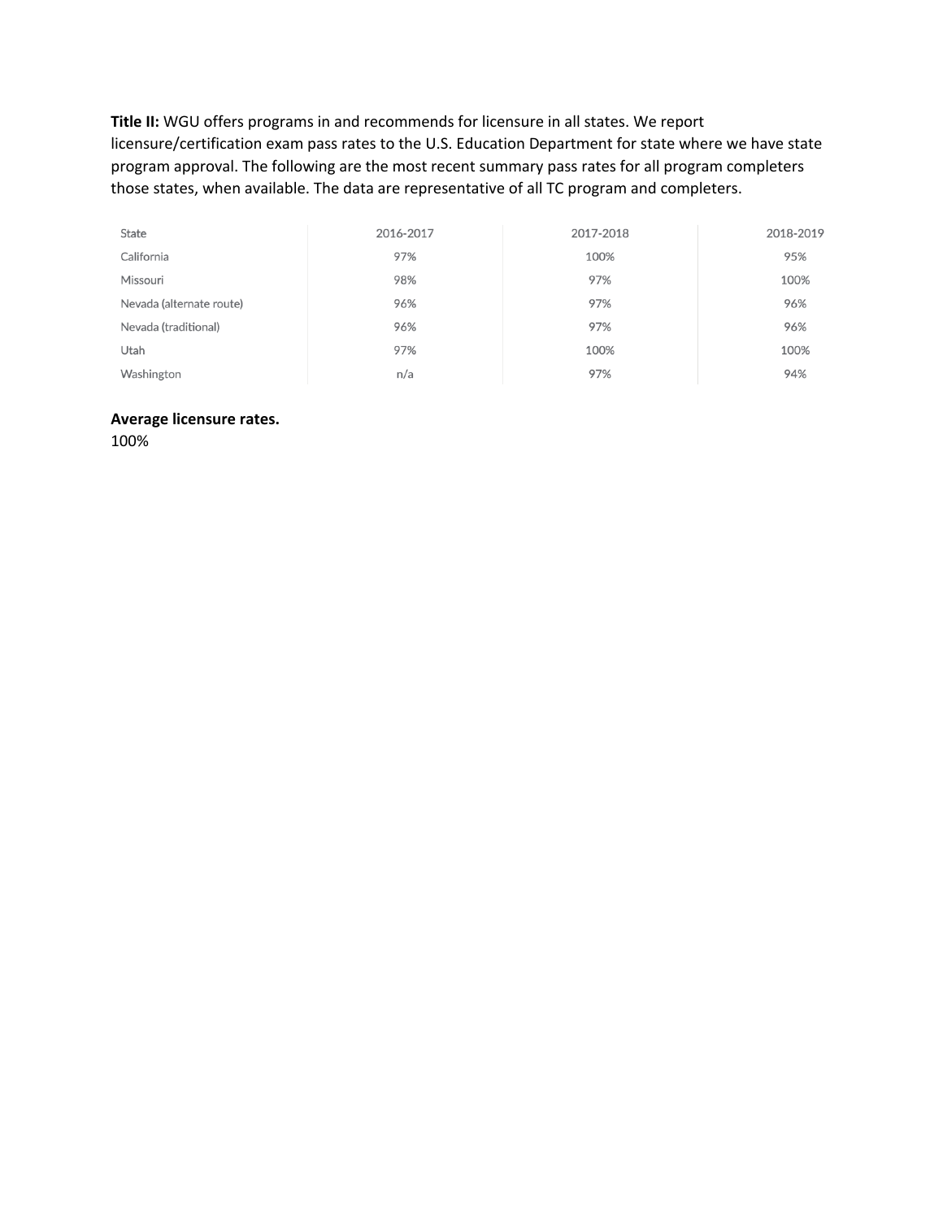**Title II:** WGU offers programs in and recommends for licensure in all states. We report licensure/certification exam pass rates to the U.S. Education Department for state where we have state program approval. The following are the most recent summary pass rates for all program completers those states, when available. The data are representative of all TC program and completers.

| State | 2016-2017 | 2017-2018 | 2018-2019 |
| --- | --- | --- | --- |
| California | 97% | 100% | 95% |
| Missouri | 98% | 97% | 100% |
| Nevada (alternate route) | 96% | 97% | 96% |
| Nevada (traditional) | 96% | 97% | 96% |
| Utah | 97% | 100% | 100% |
| Washington | n/a | 97% | 94% |

**Average licensure rates.**
100%